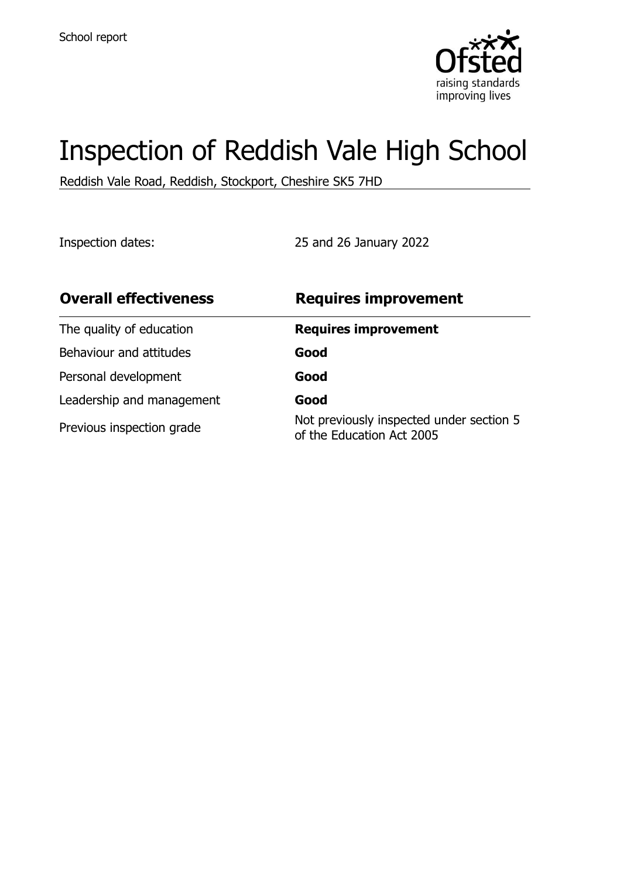School report

# Inspection of Reddish Vale High School

Reddish Vale Road, Reddish, Stockport, Cheshire SK5 7HD

Inspection dates: 25 and 26 January 2022

| **Overall effectiveness** | **Requires improvement** |
| --- | --- |
| The quality of education | **Requires improvement** |
| Behaviour and attitudes | **Good** |
| Personal development | **Good** |
| Leadership and management | **Good** |
| Previous inspection grade | Not previously inspected under section 5 of the Education Act 2005 |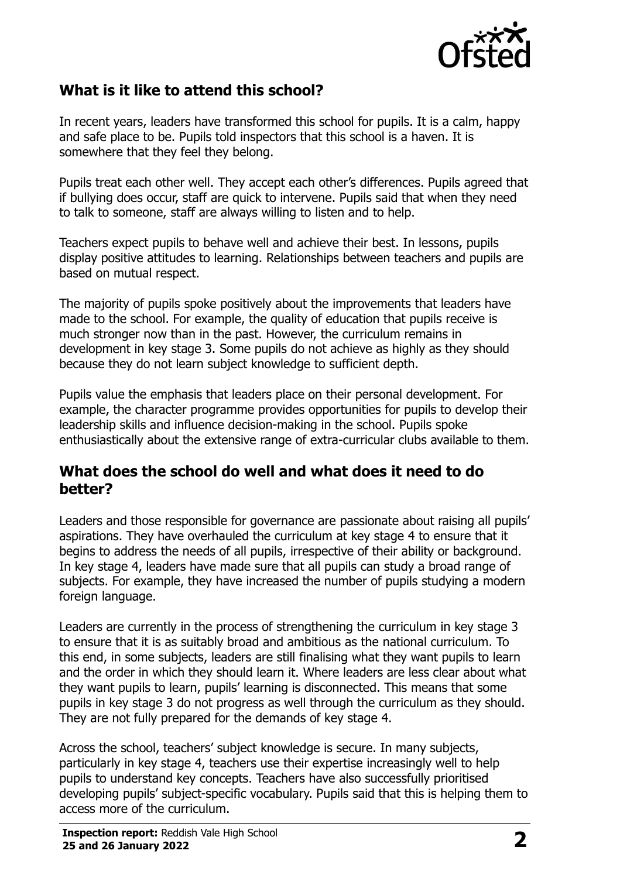## What is it like to attend this school?

In recent years, leaders have transformed this school for pupils. It is a calm, happy and safe place to be. Pupils told inspectors that this school is a haven. It is somewhere that they feel they belong.

Pupils treat each other well. They accept each other's differences. Pupils agreed that if bullying does occur, staff are quick to intervene. Pupils said that when they need to talk to someone, staff are always willing to listen and to help.

Teachers expect pupils to behave well and achieve their best. In lessons, pupils display positive attitudes to learning. Relationships between teachers and pupils are based on mutual respect.

The majority of pupils spoke positively about the improvements that leaders have made to the school. For example, the quality of education that pupils receive is much stronger now than in the past. However, the curriculum remains in development in key stage 3. Some pupils do not achieve as highly as they should because they do not learn subject knowledge to sufficient depth.

Pupils value the emphasis that leaders place on their personal development. For example, the character programme provides opportunities for pupils to develop their leadership skills and influence decision-making in the school. Pupils spoke enthusiastically about the extensive range of extra-curricular clubs available to them.

## What does the school do well and what does it need to do better?

Leaders and those responsible for governance are passionate about raising all pupils' aspirations. They have overhauled the curriculum at key stage 4 to ensure that it begins to address the needs of all pupils, irrespective of their ability or background. In key stage 4, leaders have made sure that all pupils can study a broad range of subjects. For example, they have increased the number of pupils studying a modern foreign language.

Leaders are currently in the process of strengthening the curriculum in key stage 3 to ensure that it is as suitably broad and ambitious as the national curriculum. To this end, in some subjects, leaders are still finalising what they want pupils to learn and the order in which they should learn it. Where leaders are less clear about what they want pupils to learn, pupils' learning is disconnected. This means that some pupils in key stage 3 do not progress as well through the curriculum as they should. They are not fully prepared for the demands of key stage 4.

Across the school, teachers' subject knowledge is secure. In many subjects, particularly in key stage 4, teachers use their expertise increasingly well to help pupils to understand key concepts. Teachers have also successfully prioritised developing pupils' subject-specific vocabulary. Pupils said that this is helping them to access more of the curriculum.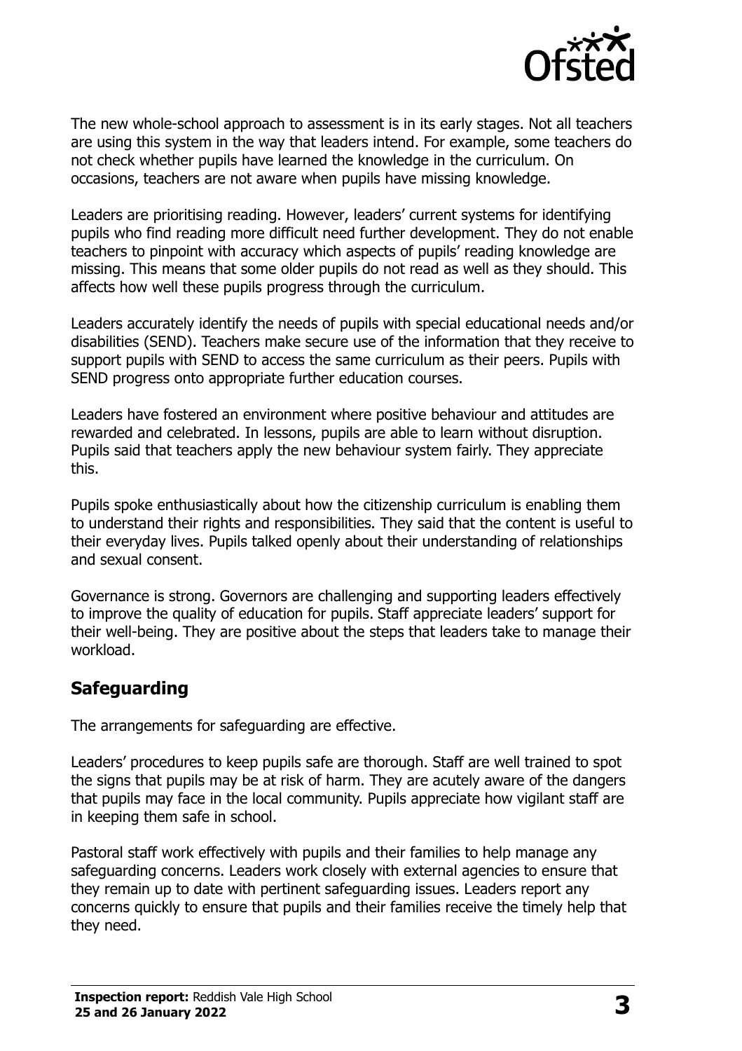The new whole-school approach to assessment is in its early stages. Not all teachers are using this system in the way that leaders intend. For example, some teachers do not check whether pupils have learned the knowledge in the curriculum. On occasions, teachers are not aware when pupils have missing knowledge.

Leaders are prioritising reading. However, leaders' current systems for identifying pupils who find reading more difficult need further development. They do not enable teachers to pinpoint with accuracy which aspects of pupils' reading knowledge are missing. This means that some older pupils do not read as well as they should. This affects how well these pupils progress through the curriculum.

Leaders accurately identify the needs of pupils with special educational needs and/or disabilities (SEND). Teachers make secure use of the information that they receive to support pupils with SEND to access the same curriculum as their peers. Pupils with SEND progress onto appropriate further education courses.

Leaders have fostered an environment where positive behaviour and attitudes are rewarded and celebrated. In lessons, pupils are able to learn without disruption. Pupils said that teachers apply the new behaviour system fairly. They appreciate this.

Pupils spoke enthusiastically about how the citizenship curriculum is enabling them to understand their rights and responsibilities. They said that the content is useful to their everyday lives. Pupils talked openly about their understanding of relationships and sexual consent.

Governance is strong. Governors are challenging and supporting leaders effectively to improve the quality of education for pupils. Staff appreciate leaders' support for their well-being. They are positive about the steps that leaders take to manage their workload.

## Safeguarding

The arrangements for safeguarding are effective.

Leaders' procedures to keep pupils safe are thorough. Staff are well trained to spot the signs that pupils may be at risk of harm. They are acutely aware of the dangers that pupils may face in the local community. Pupils appreciate how vigilant staff are in keeping them safe in school.

Pastoral staff work effectively with pupils and their families to help manage any safeguarding concerns. Leaders work closely with external agencies to ensure that they remain up to date with pertinent safeguarding issues. Leaders report any concerns quickly to ensure that pupils and their families receive the timely help that they need.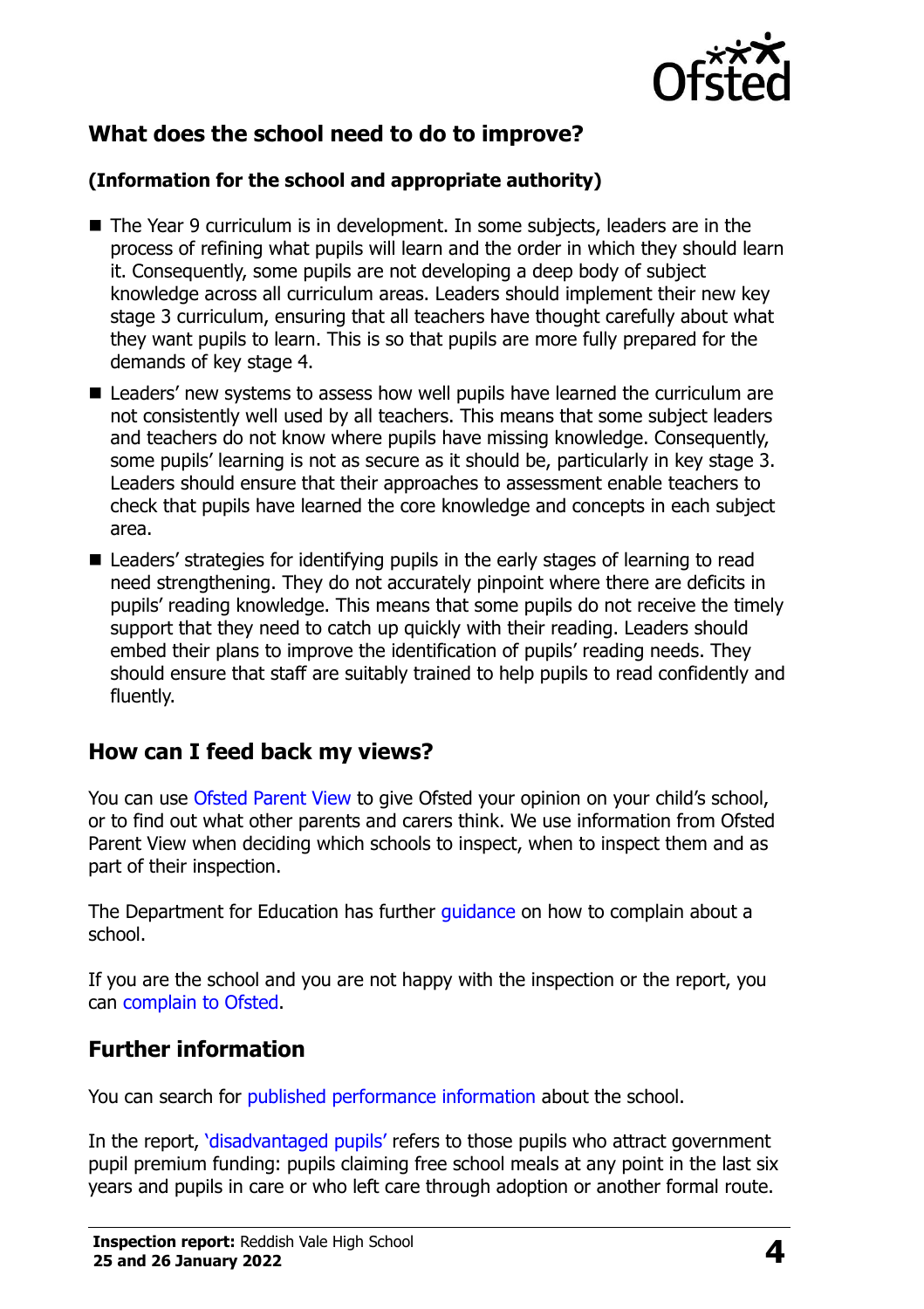## What does the school need to do to improve?

**(Information for the school and appropriate authority)**

- The Year 9 curriculum is in development. In some subjects, leaders are in the process of refining what pupils will learn and the order in which they should learn it. Consequently, some pupils are not developing a deep body of subject knowledge across all curriculum areas. Leaders should implement their new key stage 3 curriculum, ensuring that all teachers have thought carefully about what they want pupils to learn. This is so that pupils are more fully prepared for the demands of key stage 4.
- Leaders' new systems to assess how well pupils have learned the curriculum are not consistently well used by all teachers. This means that some subject leaders and teachers do not know where pupils have missing knowledge. Consequently, some pupils' learning is not as secure as it should be, particularly in key stage 3. Leaders should ensure that their approaches to assessment enable teachers to check that pupils have learned the core knowledge and concepts in each subject area.
- Leaders' strategies for identifying pupils in the early stages of learning to read need strengthening. They do not accurately pinpoint where there are deficits in pupils' reading knowledge. This means that some pupils do not receive the timely support that they need to catch up quickly with their reading. Leaders should embed their plans to improve the identification of pupils' reading needs. They should ensure that staff are suitably trained to help pupils to read confidently and fluently.

## How can I feed back my views?

You can use Ofsted Parent View to give Ofsted your opinion on your child's school, or to find out what other parents and carers think. We use information from Ofsted Parent View when deciding which schools to inspect, when to inspect them and as part of their inspection.

The Department for Education has further guidance on how to complain about a school.

If you are the school and you are not happy with the inspection or the report, you can complain to Ofsted.

## Further information

You can search for published performance information about the school.

In the report, 'disadvantaged pupils' refers to those pupils who attract government pupil premium funding: pupils claiming free school meals at any point in the last six years and pupils in care or who left care through adoption or another formal route.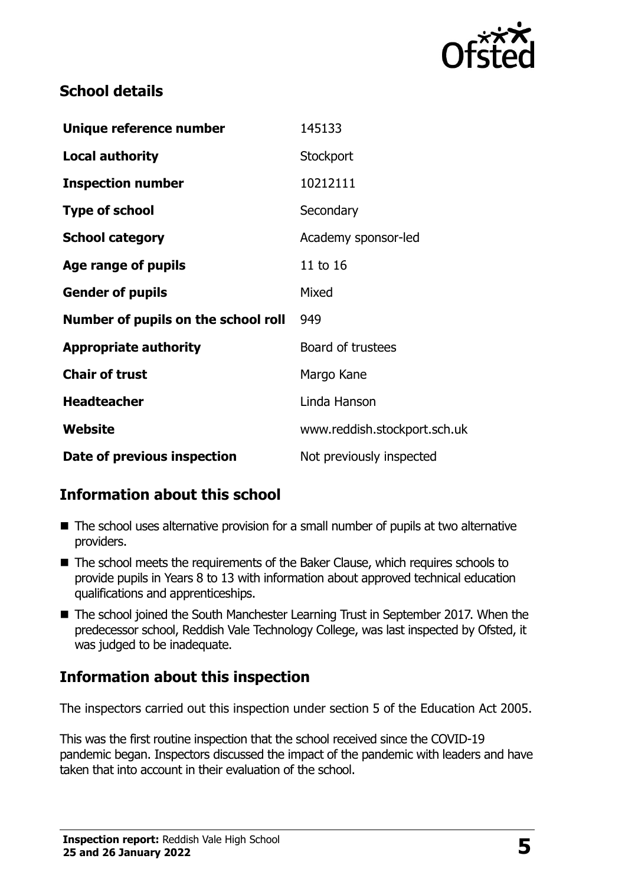## School details

| | |
|---|---|
| **Unique reference number** | 145133 |
| **Local authority** | Stockport |
| **Inspection number** | 10212111 |
| **Type of school** | Secondary |
| **School category** | Academy sponsor-led |
| **Age range of pupils** | 11 to 16 |
| **Gender of pupils** | Mixed |
| **Number of pupils on the school roll** | 949 |
| **Appropriate authority** | Board of trustees |
| **Chair of trust** | Margo Kane |
| **Headteacher** | Linda Hanson |
| **Website** | www.reddish.stockport.sch.uk |
| **Date of previous inspection** | Not previously inspected |

## Information about this school

- The school uses alternative provision for a small number of pupils at two alternative providers.
- The school meets the requirements of the Baker Clause, which requires schools to provide pupils in Years 8 to 13 with information about approved technical education qualifications and apprenticeships.
- The school joined the South Manchester Learning Trust in September 2017. When the predecessor school, Reddish Vale Technology College, was last inspected by Ofsted, it was judged to be inadequate.

## Information about this inspection

The inspectors carried out this inspection under section 5 of the Education Act 2005.

This was the first routine inspection that the school received since the COVID-19 pandemic began. Inspectors discussed the impact of the pandemic with leaders and have taken that into account in their evaluation of the school.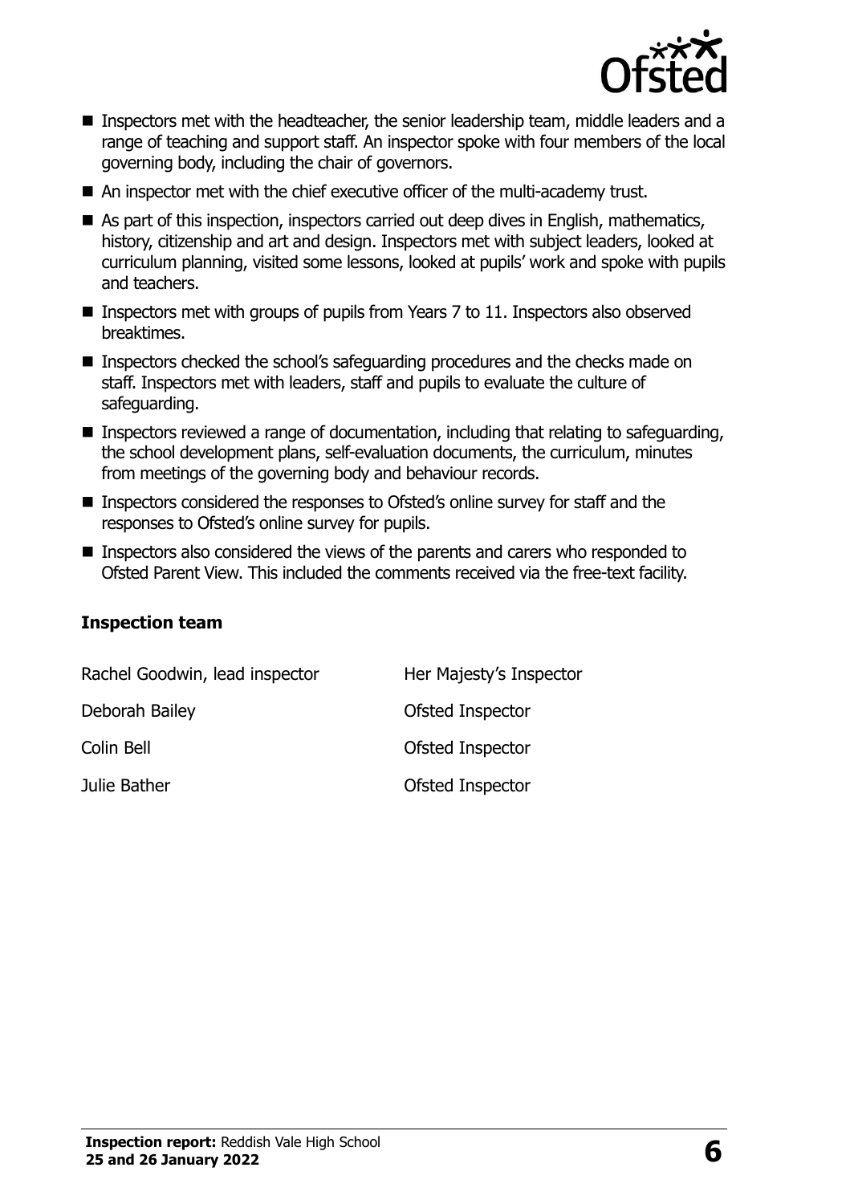- Inspectors met with the headteacher, the senior leadership team, middle leaders and a range of teaching and support staff. An inspector spoke with four members of the local governing body, including the chair of governors.
- An inspector met with the chief executive officer of the multi-academy trust.
- As part of this inspection, inspectors carried out deep dives in English, mathematics, history, citizenship and art and design. Inspectors met with subject leaders, looked at curriculum planning, visited some lessons, looked at pupils' work and spoke with pupils and teachers.
- Inspectors met with groups of pupils from Years 7 to 11. Inspectors also observed breaktimes.
- Inspectors checked the school's safeguarding procedures and the checks made on staff. Inspectors met with leaders, staff and pupils to evaluate the culture of safeguarding.
- Inspectors reviewed a range of documentation, including that relating to safeguarding, the school development plans, self-evaluation documents, the curriculum, minutes from meetings of the governing body and behaviour records.
- Inspectors considered the responses to Ofsted's online survey for staff and the responses to Ofsted's online survey for pupils.
- Inspectors also considered the views of the parents and carers who responded to Ofsted Parent View. This included the comments received via the free-text facility.

### Inspection team

| | |
|---|---|
| Rachel Goodwin, lead inspector | Her Majesty's Inspector |
| Deborah Bailey | Ofsted Inspector |
| Colin Bell | Ofsted Inspector |
| Julie Bather | Ofsted Inspector |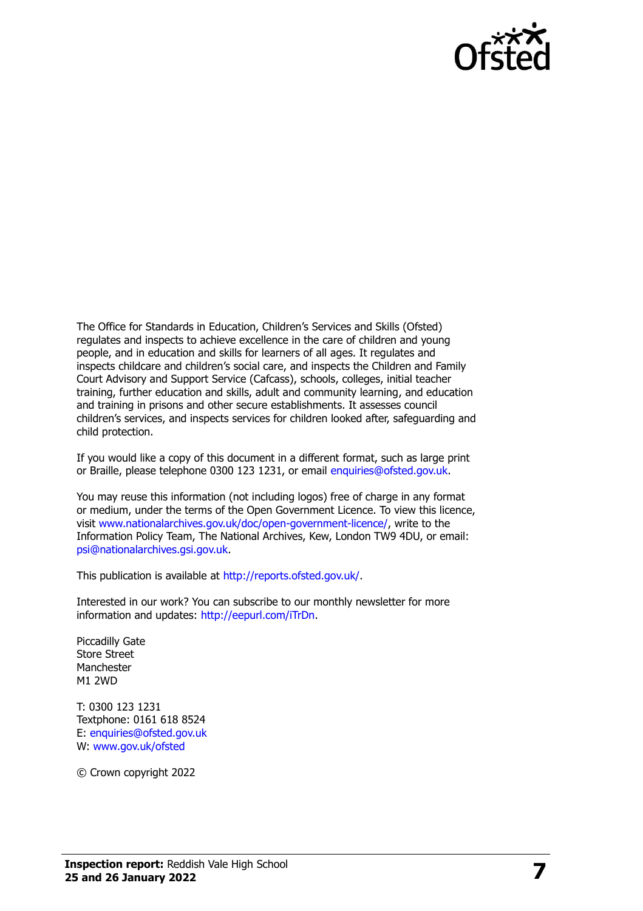The Office for Standards in Education, Children's Services and Skills (Ofsted) regulates and inspects to achieve excellence in the care of children and young people, and in education and skills for learners of all ages. It regulates and inspects childcare and children's social care, and inspects the Children and Family Court Advisory and Support Service (Cafcass), schools, colleges, initial teacher training, further education and skills, adult and community learning, and education and training in prisons and other secure establishments. It assesses council children's services, and inspects services for children looked after, safeguarding and child protection.

If you would like a copy of this document in a different format, such as large print or Braille, please telephone 0300 123 1231, or email enquiries@ofsted.gov.uk.

You may reuse this information (not including logos) free of charge in any format or medium, under the terms of the Open Government Licence. To view this licence, visit www.nationalarchives.gov.uk/doc/open-government-licence/, write to the Information Policy Team, The National Archives, Kew, London TW9 4DU, or email: psi@nationalarchives.gsi.gov.uk.

This publication is available at http://reports.ofsted.gov.uk/.

Interested in our work? You can subscribe to our monthly newsletter for more information and updates: http://eepurl.com/iTrDn.

Piccadilly Gate
Store Street
Manchester
M1 2WD

T: 0300 123 1231
Textphone: 0161 618 8524
E: enquiries@ofsted.gov.uk
W: www.gov.uk/ofsted

© Crown copyright 2022